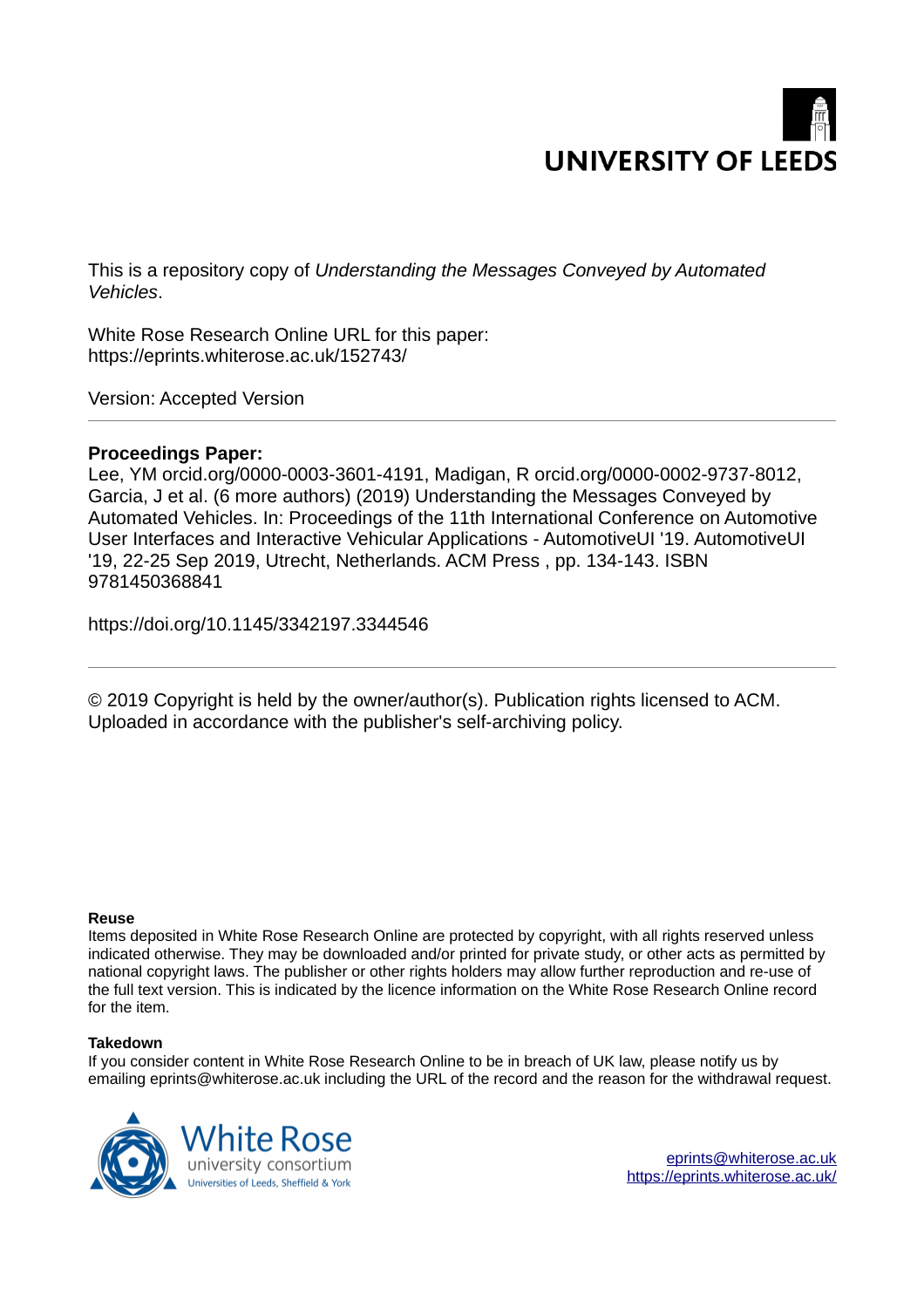UNIVERSITY OF LEEDS

This is a repository copy of *Understanding the Messages Conveyed by Automated Vehicles*.

White Rose Research Online URL for this paper:
https://eprints.whiterose.ac.uk/152743/

Version: Accepted Version

---

**Proceedings Paper:**
Lee, YM orcid.org/0000-0003-3601-4191, Madigan, R orcid.org/0000-0002-9737-8012, Garcia, J et al. (6 more authors) (2019) Understanding the Messages Conveyed by Automated Vehicles. In: Proceedings of the 11th International Conference on Automotive User Interfaces and Interactive Vehicular Applications - AutomotiveUI '19. AutomotiveUI '19, 22-25 Sep 2019, Utrecht, Netherlands. ACM Press , pp. 134-143. ISBN 9781450368841

https://doi.org/10.1145/3342197.3344546

---

© 2019 Copyright is held by the owner/author(s). Publication rights licensed to ACM. Uploaded in accordance with the publisher's self-archiving policy.

**Reuse**
Items deposited in White Rose Research Online are protected by copyright, with all rights reserved unless indicated otherwise. They may be downloaded and/or printed for private study, or other acts as permitted by national copyright laws. The publisher or other rights holders may allow further reproduction and re-use of the full text version. This is indicated by the licence information on the White Rose Research Online record for the item.

**Takedown**
If you consider content in White Rose Research Online to be in breach of UK law, please notify us by emailing eprints@whiterose.ac.uk including the URL of the record and the reason for the withdrawal request.

White Rose university consortium
Universities of Leeds, Sheffield & York

eprints@whiterose.ac.uk
https://eprints.whiterose.ac.uk/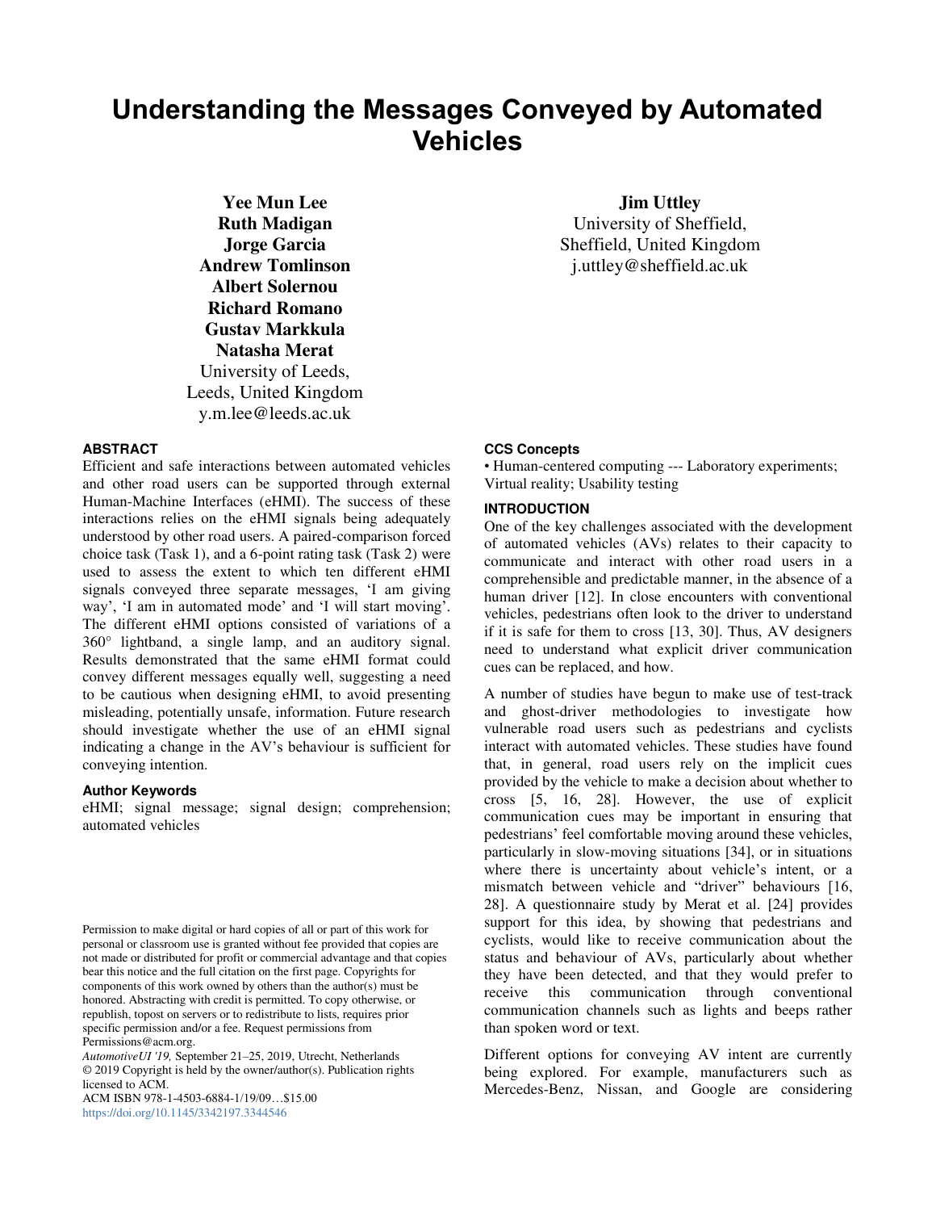# Understanding the Messages Conveyed by Automated Vehicles

**Yee Mun Lee**
**Ruth Madigan**
**Jorge Garcia**
**Andrew Tomlinson**
**Albert Solernou**
**Richard Romano**
**Gustav Markkula**
**Natasha Merat**
University of Leeds,
Leeds, United Kingdom
y.m.lee@leeds.ac.uk

**Jim Uttley**
University of Sheffield,
Sheffield, United Kingdom
j.uttley@sheffield.ac.uk

### ABSTRACT

Efficient and safe interactions between automated vehicles and other road users can be supported through external Human-Machine Interfaces (eHMI). The success of these interactions relies on the eHMI signals being adequately understood by other road users. A paired-comparison forced choice task (Task 1), and a 6-point rating task (Task 2) were used to assess the extent to which ten different eHMI signals conveyed three separate messages, 'I am giving way', 'I am in automated mode' and 'I will start moving'. The different eHMI options consisted of variations of a 360° lightband, a single lamp, and an auditory signal. Results demonstrated that the same eHMI format could convey different messages equally well, suggesting a need to be cautious when designing eHMI, to avoid presenting misleading, potentially unsafe, information. Future research should investigate whether the use of an eHMI signal indicating a change in the AV's behaviour is sufficient for conveying intention.

### Author Keywords

eHMI; signal message; signal design; comprehension; automated vehicles

Permission to make digital or hard copies of all or part of this work for personal or classroom use is granted without fee provided that copies are not made or distributed for profit or commercial advantage and that copies bear this notice and the full citation on the first page. Copyrights for components of this work owned by others than the author(s) must be honored. Abstracting with credit is permitted. To copy otherwise, or republish, topost on servers or to redistribute to lists, requires prior specific permission and/or a fee. Request permissions from Permissions@acm.org.
*AutomotiveUI '19,* September 21–25, 2019, Utrecht, Netherlands
© 2019 Copyright is held by the owner/author(s). Publication rights licensed to ACM.
ACM ISBN 978-1-4503-6884-1/19/09…$15.00
https://doi.org/10.1145/3342197.3344546

### CCS Concepts

• Human-centered computing --- Laboratory experiments; Virtual reality; Usability testing

### INTRODUCTION

One of the key challenges associated with the development of automated vehicles (AVs) relates to their capacity to communicate and interact with other road users in a comprehensible and predictable manner, in the absence of a human driver [12]. In close encounters with conventional vehicles, pedestrians often look to the driver to understand if it is safe for them to cross [13, 30]. Thus, AV designers need to understand what explicit driver communication cues can be replaced, and how.

A number of studies have begun to make use of test-track and ghost-driver methodologies to investigate how vulnerable road users such as pedestrians and cyclists interact with automated vehicles. These studies have found that, in general, road users rely on the implicit cues provided by the vehicle to make a decision about whether to cross [5, 16, 28]. However, the use of explicit communication cues may be important in ensuring that pedestrians' feel comfortable moving around these vehicles, particularly in slow-moving situations [34], or in situations where there is uncertainty about vehicle's intent, or a mismatch between vehicle and "driver" behaviours [16, 28]. A questionnaire study by Merat et al. [24] provides support for this idea, by showing that pedestrians and cyclists, would like to receive communication about the status and behaviour of AVs, particularly about whether they have been detected, and that they would prefer to receive this communication through conventional communication channels such as lights and beeps rather than spoken word or text.

Different options for conveying AV intent are currently being explored. For example, manufacturers such as Mercedes-Benz, Nissan, and Google are considering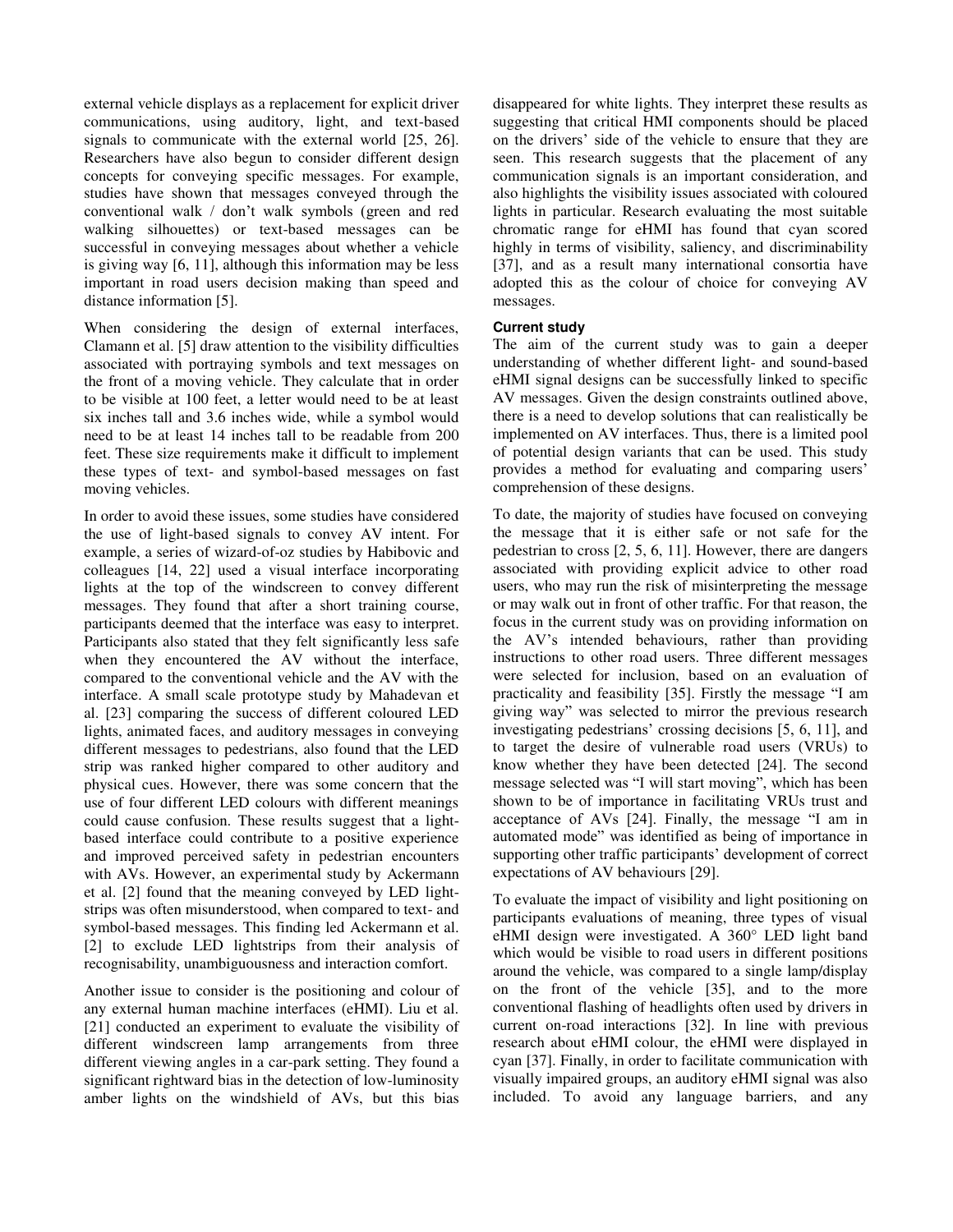external vehicle displays as a replacement for explicit driver communications, using auditory, light, and text-based signals to communicate with the external world [25, 26]. Researchers have also begun to consider different design concepts for conveying specific messages. For example, studies have shown that messages conveyed through the conventional walk / don't walk symbols (green and red walking silhouettes) or text-based messages can be successful in conveying messages about whether a vehicle is giving way [6, 11], although this information may be less important in road users decision making than speed and distance information [5].

When considering the design of external interfaces, Clamann et al. [5] draw attention to the visibility difficulties associated with portraying symbols and text messages on the front of a moving vehicle. They calculate that in order to be visible at 100 feet, a letter would need to be at least six inches tall and 3.6 inches wide, while a symbol would need to be at least 14 inches tall to be readable from 200 feet. These size requirements make it difficult to implement these types of text- and symbol-based messages on fast moving vehicles.

In order to avoid these issues, some studies have considered the use of light-based signals to convey AV intent. For example, a series of wizard-of-oz studies by Habibovic and colleagues [14, 22] used a visual interface incorporating lights at the top of the windscreen to convey different messages. They found that after a short training course, participants deemed that the interface was easy to interpret. Participants also stated that they felt significantly less safe when they encountered the AV without the interface, compared to the conventional vehicle and the AV with the interface. A small scale prototype study by Mahadevan et al. [23] comparing the success of different coloured LED lights, animated faces, and auditory messages in conveying different messages to pedestrians, also found that the LED strip was ranked higher compared to other auditory and physical cues. However, there was some concern that the use of four different LED colours with different meanings could cause confusion. These results suggest that a light-based interface could contribute to a positive experience and improved perceived safety in pedestrian encounters with AVs. However, an experimental study by Ackermann et al. [2] found that the meaning conveyed by LED light-strips was often misunderstood, when compared to text- and symbol-based messages. This finding led Ackermann et al. [2] to exclude LED lightstrips from their analysis of recognisability, unambiguousness and interaction comfort.

Another issue to consider is the positioning and colour of any external human machine interfaces (eHMI). Liu et al. [21] conducted an experiment to evaluate the visibility of different windscreen lamp arrangements from three different viewing angles in a car-park setting. They found a significant rightward bias in the detection of low-luminosity amber lights on the windshield of AVs, but this bias disappeared for white lights. They interpret these results as suggesting that critical HMI components should be placed on the drivers' side of the vehicle to ensure that they are seen. This research suggests that the placement of any communication signals is an important consideration, and also highlights the visibility issues associated with coloured lights in particular. Research evaluating the most suitable chromatic range for eHMI has found that cyan scored highly in terms of visibility, saliency, and discriminability [37], and as a result many international consortia have adopted this as the colour of choice for conveying AV messages.

### Current study

The aim of the current study was to gain a deeper understanding of whether different light- and sound-based eHMI signal designs can be successfully linked to specific AV messages. Given the design constraints outlined above, there is a need to develop solutions that can realistically be implemented on AV interfaces. Thus, there is a limited pool of potential design variants that can be used. This study provides a method for evaluating and comparing users' comprehension of these designs.

To date, the majority of studies have focused on conveying the message that it is either safe or not safe for the pedestrian to cross [2, 5, 6, 11]. However, there are dangers associated with providing explicit advice to other road users, who may run the risk of misinterpreting the message or may walk out in front of other traffic. For that reason, the focus in the current study was on providing information on the AV's intended behaviours, rather than providing instructions to other road users. Three different messages were selected for inclusion, based on an evaluation of practicality and feasibility [35]. Firstly the message "I am giving way" was selected to mirror the previous research investigating pedestrians' crossing decisions [5, 6, 11], and to target the desire of vulnerable road users (VRUs) to know whether they have been detected [24]. The second message selected was "I will start moving", which has been shown to be of importance in facilitating VRUs trust and acceptance of AVs [24]. Finally, the message "I am in automated mode" was identified as being of importance in supporting other traffic participants' development of correct expectations of AV behaviours [29].

To evaluate the impact of visibility and light positioning on participants evaluations of meaning, three types of visual eHMI design were investigated. A 360° LED light band which would be visible to road users in different positions around the vehicle, was compared to a single lamp/display on the front of the vehicle [35], and to the more conventional flashing of headlights often used by drivers in current on-road interactions [32]. In line with previous research about eHMI colour, the eHMI were displayed in cyan [37]. Finally, in order to facilitate communication with visually impaired groups, an auditory eHMI signal was also included. To avoid any language barriers, and any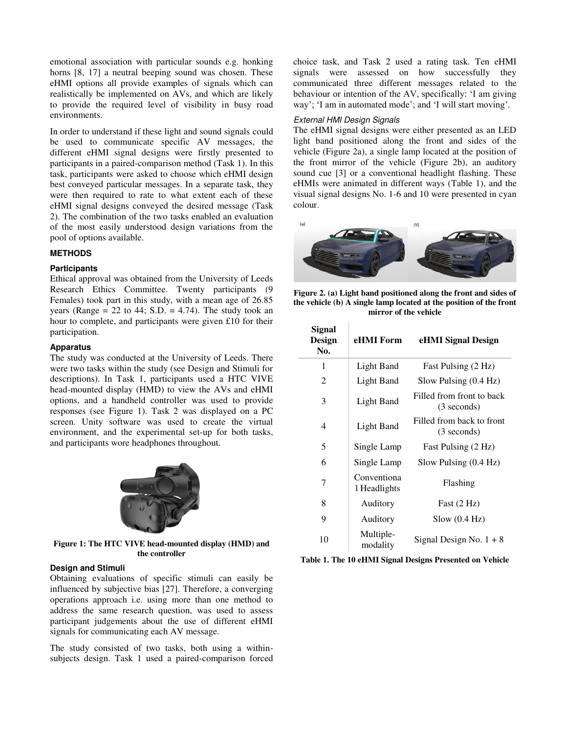emotional association with particular sounds e.g. honking horns [8, 17] a neutral beeping sound was chosen. These eHMI options all provide examples of signals which can realistically be implemented on AVs, and which are likely to provide the required level of visibility in busy road environments.

In order to understand if these light and sound signals could be used to communicate specific AV messages, the different eHMI signal designs were firstly presented to participants in a paired-comparison method (Task 1). In this task, participants were asked to choose which eHMI design best conveyed particular messages. In a separate task, they were then required to rate to what extent each of these eHMI signal designs conveyed the desired message (Task 2). The combination of the two tasks enabled an evaluation of the most easily understood design variations from the pool of options available.

## METHODS

### Participants

Ethical approval was obtained from the University of Leeds Research Ethics Committee. Twenty participants (9 Females) took part in this study, with a mean age of 26.85 years (Range = 22 to 44; S.D. = 4.74). The study took an hour to complete, and participants were given £10 for their participation.

### Apparatus

The study was conducted at the University of Leeds. There were two tasks within the study (see Design and Stimuli for descriptions). In Task 1, participants used a HTC VIVE head-mounted display (HMD) to view the AVs and eHMI options, and a handheld controller was used to provide responses (see Figure 1). Task 2 was displayed on a PC screen. Unity software was used to create the virtual environment, and the experimental set-up for both tasks, and participants wore headphones throughout.

**Figure 1: The HTC VIVE head-mounted display (HMD) and the controller**

### Design and Stimuli

Obtaining evaluations of specific stimuli can easily be influenced by subjective bias [27]. Therefore, a converging operations approach i.e. using more than one method to address the same research question, was used to assess participant judgements about the use of different eHMI signals for communicating each AV message.

The study consisted of two tasks, both using a within-subjects design. Task 1 used a paired-comparison forced choice task, and Task 2 used a rating task. Ten eHMI signals were assessed on how successfully they communicated three different messages related to the behaviour or intention of the AV, specifically: 'I am giving way'; 'I am in automated mode'; and 'I will start moving'.

#### *External HMI Design Signals*

The eHMI signal designs were either presented as an LED light band positioned along the front and sides of the vehicle (Figure 2a), a single lamp located at the position of the front mirror of the vehicle (Figure 2b), an auditory sound cue [3] or a conventional headlight flashing. These eHMIs were animated in different ways (Table 1), and the visual signal designs No. 1-6 and 10 were presented in cyan colour.

**Figure 2. (a) Light band positioned along the front and sides of the vehicle (b) A single lamp located at the position of the front mirror of the vehicle**

| Signal Design No. | eHMI Form | eHMI Signal Design |
|---|---|---|
| 1 | Light Band | Fast Pulsing (2 Hz) |
| 2 | Light Band | Slow Pulsing (0.4 Hz) |
| 3 | Light Band | Filled from front to back (3 seconds) |
| 4 | Light Band | Filled from back to front (3 seconds) |
| 5 | Single Lamp | Fast Pulsing (2 Hz) |
| 6 | Single Lamp | Slow Pulsing (0.4 Hz) |
| 7 | Conventional Headlights | Flashing |
| 8 | Auditory | Fast (2 Hz) |
| 9 | Auditory | Slow (0.4 Hz) |
| 10 | Multiple-modality | Signal Design No. 1 + 8 |

**Table 1. The 10 eHMI Signal Designs Presented on Vehicle**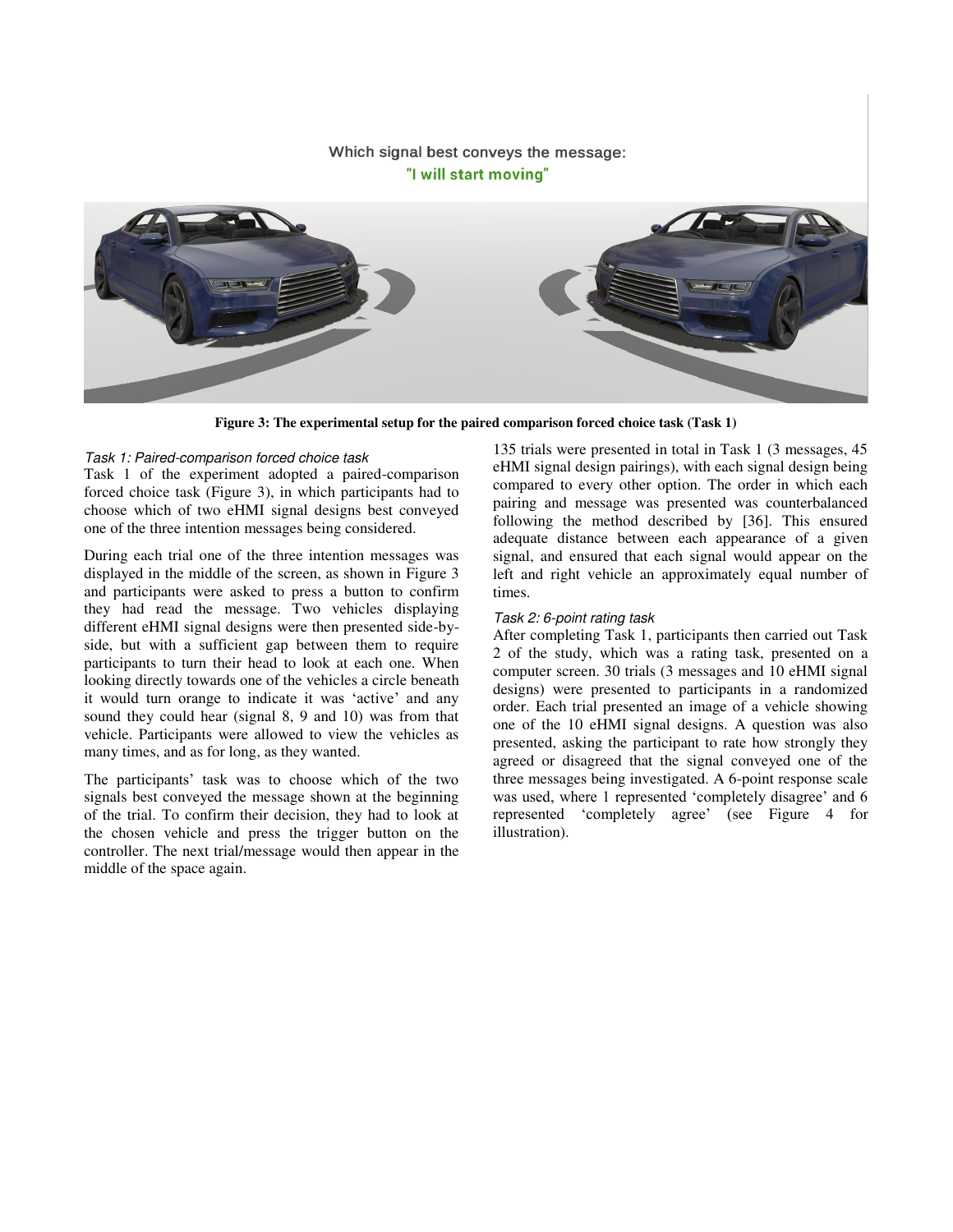Figure 3: The experimental setup for the paired comparison forced choice task (Task 1)

*Task 1: Paired-comparison forced choice task*

Task 1 of the experiment adopted a paired-comparison forced choice task (Figure 3), in which participants had to choose which of two eHMI signal designs best conveyed one of the three intention messages being considered.

During each trial one of the three intention messages was displayed in the middle of the screen, as shown in Figure 3 and participants were asked to press a button to confirm they had read the message. Two vehicles displaying different eHMI signal designs were then presented side-by-side, but with a sufficient gap between them to require participants to turn their head to look at each one. When looking directly towards one of the vehicles a circle beneath it would turn orange to indicate it was 'active' and any sound they could hear (signal 8, 9 and 10) was from that vehicle. Participants were allowed to view the vehicles as many times, and as for long, as they wanted.

The participants' task was to choose which of the two signals best conveyed the message shown at the beginning of the trial. To confirm their decision, they had to look at the chosen vehicle and press the trigger button on the controller. The next trial/message would then appear in the middle of the space again.

135 trials were presented in total in Task 1 (3 messages, 45 eHMI signal design pairings), with each signal design being compared to every other option. The order in which each pairing and message was presented was counterbalanced following the method described by [36]. This ensured adequate distance between each appearance of a given signal, and ensured that each signal would appear on the left and right vehicle an approximately equal number of times.

*Task 2: 6-point rating task*

After completing Task 1, participants then carried out Task 2 of the study, which was a rating task, presented on a computer screen. 30 trials (3 messages and 10 eHMI signal designs) were presented to participants in a randomized order. Each trial presented an image of a vehicle showing one of the 10 eHMI signal designs. A question was also presented, asking the participant to rate how strongly they agreed or disagreed that the signal conveyed one of the three messages being investigated. A 6-point response scale was used, where 1 represented 'completely disagree' and 6 represented 'completely agree' (see Figure 4 for illustration).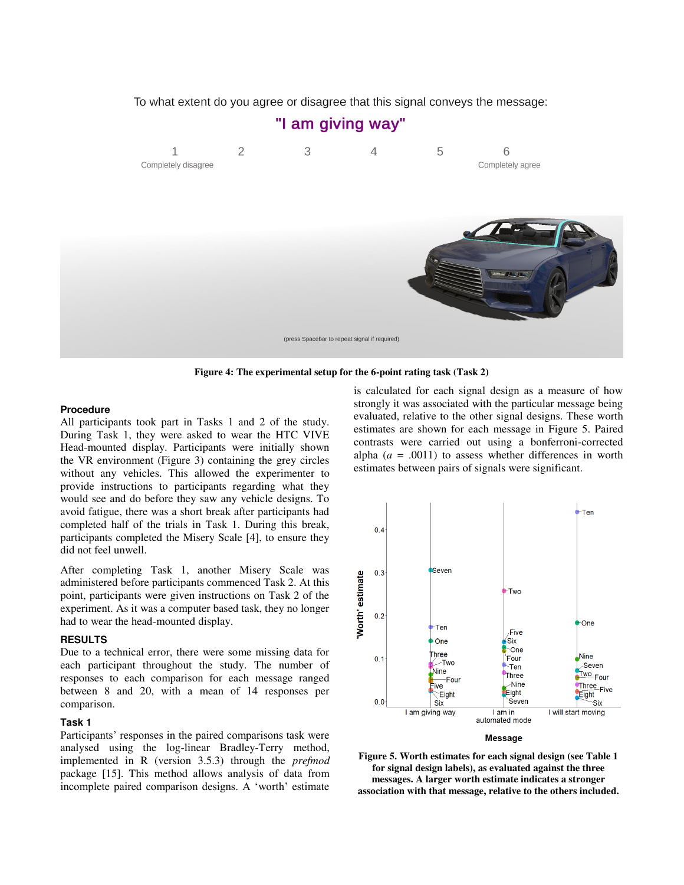**Figure 4: The experimental setup for the 6-point rating task (Task 2)**

### Procedure

All participants took part in Tasks 1 and 2 of the study. During Task 1, they were asked to wear the HTC VIVE Head-mounted display. Participants were initially shown the VR environment (Figure 3) containing the grey circles without any vehicles. This allowed the experimenter to provide instructions to participants regarding what they would see and do before they saw any vehicle designs. To avoid fatigue, there was a short break after participants had completed half of the trials in Task 1. During this break, participants completed the Misery Scale [4], to ensure they did not feel unwell.

After completing Task 1, another Misery Scale was administered before participants commenced Task 2. At this point, participants were given instructions on Task 2 of the experiment. As it was a computer based task, they no longer had to wear the head-mounted display.

## RESULTS

Due to a technical error, there were some missing data for each participant throughout the study. The number of responses to each comparison for each message ranged between 8 and 20, with a mean of 14 responses per comparison.

### Task 1

Participants' responses in the paired comparisons task were analysed using the log-linear Bradley-Terry method, implemented in R (version 3.5.3) through the *prefmod* package [15]. This method allows analysis of data from incomplete paired comparison designs. A 'worth' estimate is calculated for each signal design as a measure of how strongly it was associated with the particular message being evaluated, relative to the other signal designs. These worth estimates are shown for each message in Figure 5. Paired contrasts were carried out using a bonferroni-corrected alpha ($a$ = .0011) to assess whether differences in worth estimates between pairs of signals were significant.

**Figure 5. Worth estimates for each signal design (see Table 1 for signal design labels), as evaluated against the three messages. A larger worth estimate indicates a stronger association with that message, relative to the others included.**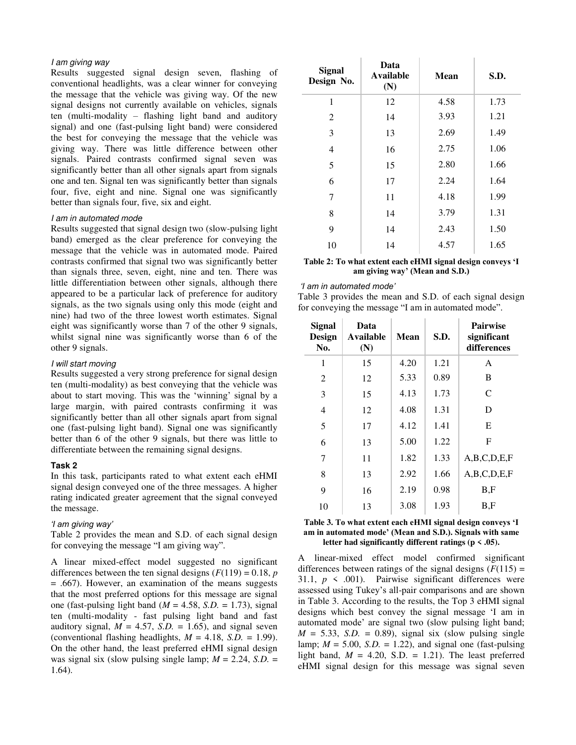*I am giving way*

Results suggested signal design seven, flashing of conventional headlights, was a clear winner for conveying the message that the vehicle was giving way. Of the new signal designs not currently available on vehicles, signals ten (multi-modality – flashing light band and auditory signal) and one (fast-pulsing light band) were considered the best for conveying the message that the vehicle was giving way. There was little difference between other signals. Paired contrasts confirmed signal seven was significantly better than all other signals apart from signals one and ten. Signal ten was significantly better than signals four, five, eight and nine. Signal one was significantly better than signals four, five, six and eight.

*I am in automated mode*

Results suggested that signal design two (slow-pulsing light band) emerged as the clear preference for conveying the message that the vehicle was in automated mode. Paired contrasts confirmed that signal two was significantly better than signals three, seven, eight, nine and ten. There was little differentiation between other signals, although there appeared to be a particular lack of preference for auditory signals, as the two signals using only this mode (eight and nine) had two of the three lowest worth estimates. Signal eight was significantly worse than 7 of the other 9 signals, whilst signal nine was significantly worse than 6 of the other 9 signals.

*I will start moving*

Results suggested a very strong preference for signal design ten (multi-modality) as best conveying that the vehicle was about to start moving. This was the 'winning' signal by a large margin, with paired contrasts confirming it was significantly better than all other signals apart from signal one (fast-pulsing light band). Signal one was significantly better than 6 of the other 9 signals, but there was little to differentiate between the remaining signal designs.

### Task 2

In this task, participants rated to what extent each eHMI signal design conveyed one of the three messages. A higher rating indicated greater agreement that the signal conveyed the message.

*'I am giving way'*

Table 2 provides the mean and S.D. of each signal design for conveying the message "I am giving way".

A linear mixed-effect model suggested no significant differences between the ten signal designs ($F(119) = 0.18$, $p = .667$). However, an examination of the means suggests that the most preferred options for this message are signal one (fast-pulsing light band ($M = 4.58$, $S.D. = 1.73$), signal ten (multi-modality - fast pulsing light band and fast auditory signal, $M = 4.57$, $S.D. = 1.65$), and signal seven (conventional flashing headlights, $M = 4.18$, $S.D. = 1.99$). On the other hand, the least preferred eHMI signal design was signal six (slow pulsing single lamp; $M = 2.24$, $S.D. = 1.64$).

| Signal Design No. | Data Available (N) | Mean | S.D. |
|---|---|---|---|
| 1 | 12 | 4.58 | 1.73 |
| 2 | 14 | 3.93 | 1.21 |
| 3 | 13 | 2.69 | 1.49 |
| 4 | 16 | 2.75 | 1.06 |
| 5 | 15 | 2.80 | 1.66 |
| 6 | 17 | 2.24 | 1.64 |
| 7 | 11 | 4.18 | 1.99 |
| 8 | 14 | 3.79 | 1.31 |
| 9 | 14 | 2.43 | 1.50 |
| 10 | 14 | 4.57 | 1.65 |

**Table 2: To what extent each eHMI signal design conveys 'I am giving way' (Mean and S.D.)**

*'I am in automated mode'*

Table 3 provides the mean and S.D. of each signal design for conveying the message "I am in automated mode".

| Signal Design No. | Data Available (N) | Mean | S.D. | Pairwise significant differences |
|---|---|---|---|---|
| 1 | 15 | 4.20 | 1.21 | A |
| 2 | 12 | 5.33 | 0.89 | B |
| 3 | 15 | 4.13 | 1.73 | C |
| 4 | 12 | 4.08 | 1.31 | D |
| 5 | 17 | 4.12 | 1.41 | E |
| 6 | 13 | 5.00 | 1.22 | F |
| 7 | 11 | 1.82 | 1.33 | A,B,C,D,E,F |
| 8 | 13 | 2.92 | 1.66 | A,B,C,D,E,F |
| 9 | 16 | 2.19 | 0.98 | B,F |
| 10 | 13 | 3.08 | 1.93 | B,F |

**Table 3. To what extent each eHMI signal design conveys 'I am in automated mode' (Mean and S.D.). Signals with same letter had significantly different ratings (p < .05).**

A linear-mixed effect model confirmed significant differences between ratings of the signal designs ($F(115) = 31.1$, $p < .001$). Pairwise significant differences were assessed using Tukey's all-pair comparisons and are shown in Table 3. According to the results, the Top 3 eHMI signal designs which best convey the signal message 'I am in automated mode' are signal two (slow pulsing light band; $M = 5.33$, $S.D. = 0.89$), signal six (slow pulsing single lamp; $M = 5.00$, $S.D. = 1.22$), and signal one (fast-pulsing light band, $M = 4.20$, S.D. = 1.21). The least preferred eHMI signal design for this message was signal seven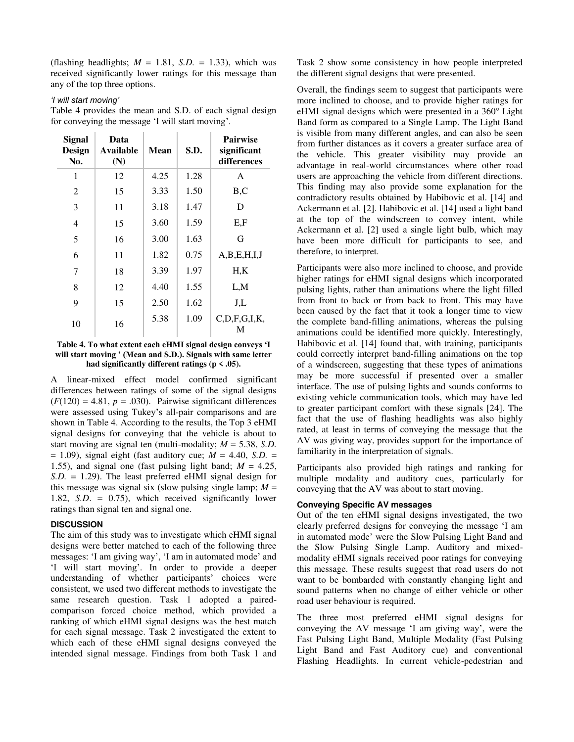(flashing headlights; $M$ = 1.81, $S.D.$ = 1.33), which was received significantly lower ratings for this message than any of the top three options.

*'I will start moving'*

Table 4 provides the mean and S.D. of each signal design for conveying the message 'I will start moving'.

| Signal Design No. | Data Available (N) | Mean | S.D. | Pairwise significant differences |
|---|---|---|---|---|
| 1 | 12 | 4.25 | 1.28 | A |
| 2 | 15 | 3.33 | 1.50 | B,C |
| 3 | 11 | 3.18 | 1.47 | D |
| 4 | 15 | 3.60 | 1.59 | E,F |
| 5 | 16 | 3.00 | 1.63 | G |
| 6 | 11 | 1.82 | 0.75 | A,B,E,H,I,J |
| 7 | 18 | 3.39 | 1.97 | H,K |
| 8 | 12 | 4.40 | 1.55 | L,M |
| 9 | 15 | 2.50 | 1.62 | J,L |
| 10 | 16 | 5.38 | 1.09 | C,D,F,G,I,K,M |

**Table 4. To what extent each eHMI signal design conveys 'I will start moving ' (Mean and S.D.). Signals with same letter had significantly different ratings (p < .05).**

A linear-mixed effect model confirmed significant differences between ratings of some of the signal designs ($F(120) = 4.81$, $p = .030$). Pairwise significant differences were assessed using Tukey's all-pair comparisons and are shown in Table 4. According to the results, the Top 3 eHMI signal designs for conveying that the vehicle is about to start moving are signal ten (multi-modality; $M$ = 5.38, $S.D.$ = 1.09), signal eight (fast auditory cue; $M$ = 4.40, $S.D.$ = 1.55), and signal one (fast pulsing light band; $M$ = 4.25, $S.D.$ = 1.29). The least preferred eHMI signal design for this message was signal six (slow pulsing single lamp; $M$ = 1.82, $S.D.$ = 0.75), which received significantly lower ratings than signal ten and signal one.

## DISCUSSION

The aim of this study was to investigate which eHMI signal designs were better matched to each of the following three messages: 'I am giving way', 'I am in automated mode' and 'I will start moving'. In order to provide a deeper understanding of whether participants' choices were consistent, we used two different methods to investigate the same research question. Task 1 adopted a paired-comparison forced choice method, which provided a ranking of which eHMI signal designs was the best match for each signal message. Task 2 investigated the extent to which each of these eHMI signal designs conveyed the intended signal message. Findings from both Task 1 and Task 2 show some consistency in how people interpreted the different signal designs that were presented.

Overall, the findings seem to suggest that participants were more inclined to choose, and to provide higher ratings for eHMI signal designs which were presented in a 360° Light Band form as compared to a Single Lamp. The Light Band is visible from many different angles, and can also be seen from further distances as it covers a greater surface area of the vehicle. This greater visibility may provide an advantage in real-world circumstances where other road users are approaching the vehicle from different directions. This finding may also provide some explanation for the contradictory results obtained by Habibovic et al. [14] and Ackermann et al. [2]. Habibovic et al. [14] used a light band at the top of the windscreen to convey intent, while Ackermann et al. [2] used a single light bulb, which may have been more difficult for participants to see, and therefore, to interpret.

Participants were also more inclined to choose, and provide higher ratings for eHMI signal designs which incorporated pulsing lights, rather than animations where the light filled from front to back or from back to front. This may have been caused by the fact that it took a longer time to view the complete band-filling animations, whereas the pulsing animations could be identified more quickly. Interestingly, Habibovic et al. [14] found that, with training, participants could correctly interpret band-filling animations on the top of a windscreen, suggesting that these types of animations may be more successful if presented over a smaller interface. The use of pulsing lights and sounds conforms to existing vehicle communication tools, which may have led to greater participant comfort with these signals [24]. The fact that the use of flashing headlights was also highly rated, at least in terms of conveying the message that the AV was giving way, provides support for the importance of familiarity in the interpretation of signals.

Participants also provided high ratings and ranking for multiple modality and auditory cues, particularly for conveying that the AV was about to start moving.

### Conveying Specific AV messages

Out of the ten eHMI signal designs investigated, the two clearly preferred designs for conveying the message 'I am in automated mode' were the Slow Pulsing Light Band and the Slow Pulsing Single Lamp. Auditory and mixed-modality eHMI signals received poor ratings for conveying this message. These results suggest that road users do not want to be bombarded with constantly changing light and sound patterns when no change of either vehicle or other road user behaviour is required.

The three most preferred eHMI signal designs for conveying the AV message 'I am giving way', were the Fast Pulsing Light Band, Multiple Modality (Fast Pulsing Light Band and Fast Auditory cue) and conventional Flashing Headlights. In current vehicle-pedestrian and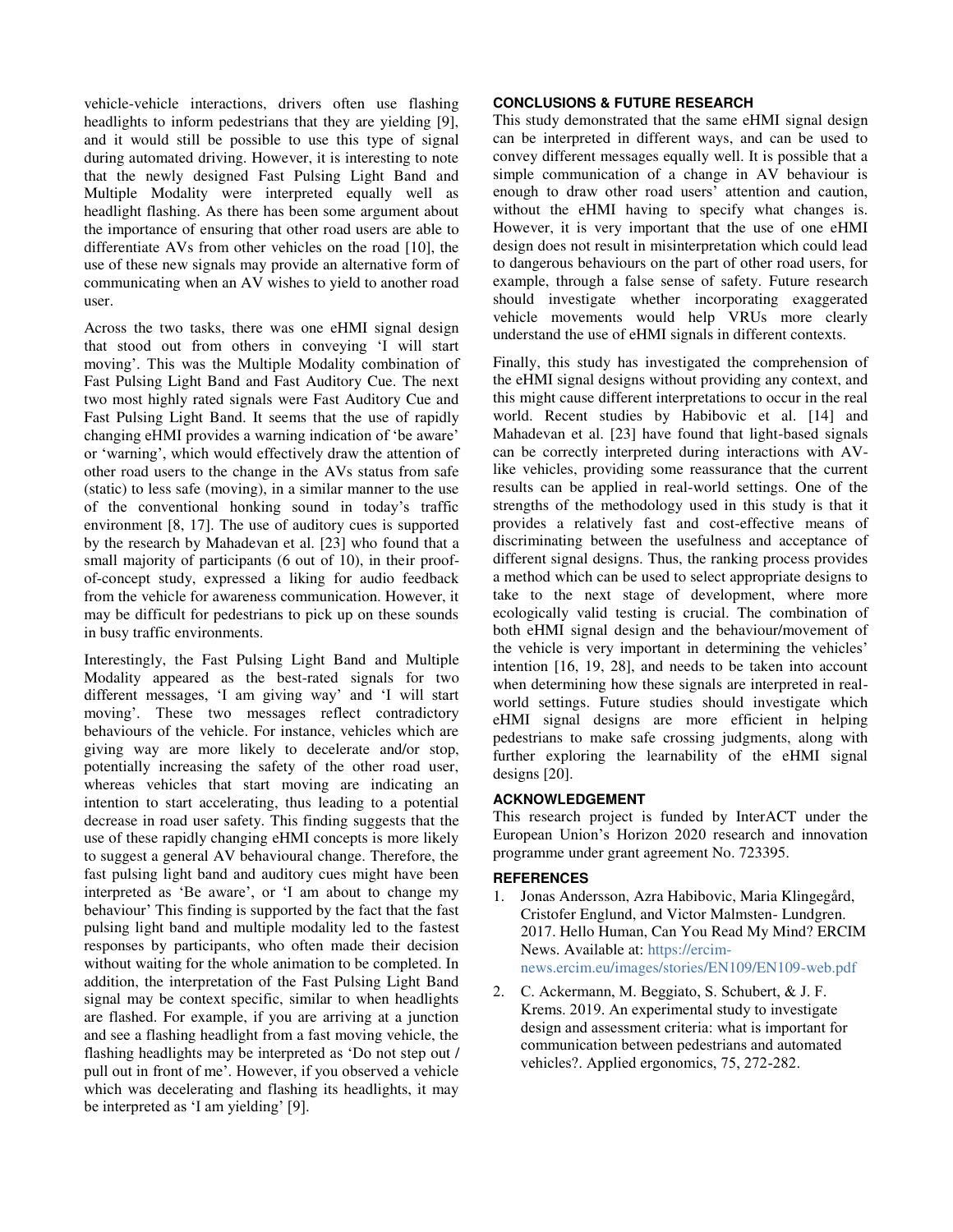vehicle-vehicle interactions, drivers often use flashing headlights to inform pedestrians that they are yielding [9], and it would still be possible to use this type of signal during automated driving. However, it is interesting to note that the newly designed Fast Pulsing Light Band and Multiple Modality were interpreted equally well as headlight flashing. As there has been some argument about the importance of ensuring that other road users are able to differentiate AVs from other vehicles on the road [10], the use of these new signals may provide an alternative form of communicating when an AV wishes to yield to another road user.

Across the two tasks, there was one eHMI signal design that stood out from others in conveying 'I will start moving'. This was the Multiple Modality combination of Fast Pulsing Light Band and Fast Auditory Cue. The next two most highly rated signals were Fast Auditory Cue and Fast Pulsing Light Band. It seems that the use of rapidly changing eHMI provides a warning indication of 'be aware' or 'warning', which would effectively draw the attention of other road users to the change in the AVs status from safe (static) to less safe (moving), in a similar manner to the use of the conventional honking sound in today's traffic environment [8, 17]. The use of auditory cues is supported by the research by Mahadevan et al. [23] who found that a small majority of participants (6 out of 10), in their proof-of-concept study, expressed a liking for audio feedback from the vehicle for awareness communication. However, it may be difficult for pedestrians to pick up on these sounds in busy traffic environments.

Interestingly, the Fast Pulsing Light Band and Multiple Modality appeared as the best-rated signals for two different messages, 'I am giving way' and 'I will start moving'. These two messages reflect contradictory behaviours of the vehicle. For instance, vehicles which are giving way are more likely to decelerate and/or stop, potentially increasing the safety of the other road user, whereas vehicles that start moving are indicating an intention to start accelerating, thus leading to a potential decrease in road user safety. This finding suggests that the use of these rapidly changing eHMI concepts is more likely to suggest a general AV behavioural change. Therefore, the fast pulsing light band and auditory cues might have been interpreted as 'Be aware', or 'I am about to change my behaviour' This finding is supported by the fact that the fast pulsing light band and multiple modality led to the fastest responses by participants, who often made their decision without waiting for the whole animation to be completed. In addition, the interpretation of the Fast Pulsing Light Band signal may be context specific, similar to when headlights are flashed. For example, if you are arriving at a junction and see a flashing headlight from a fast moving vehicle, the flashing headlights may be interpreted as 'Do not step out / pull out in front of me'. However, if you observed a vehicle which was decelerating and flashing its headlights, it may be interpreted as 'I am yielding' [9].

## CONCLUSIONS & FUTURE RESEARCH

This study demonstrated that the same eHMI signal design can be interpreted in different ways, and can be used to convey different messages equally well. It is possible that a simple communication of a change in AV behaviour is enough to draw other road users' attention and caution, without the eHMI having to specify what changes is. However, it is very important that the use of one eHMI design does not result in misinterpretation which could lead to dangerous behaviours on the part of other road users, for example, through a false sense of safety. Future research should investigate whether incorporating exaggerated vehicle movements would help VRUs more clearly understand the use of eHMI signals in different contexts.

Finally, this study has investigated the comprehension of the eHMI signal designs without providing any context, and this might cause different interpretations to occur in the real world. Recent studies by Habibovic et al. [14] and Mahadevan et al. [23] have found that light-based signals can be correctly interpreted during interactions with AV-like vehicles, providing some reassurance that the current results can be applied in real-world settings. One of the strengths of the methodology used in this study is that it provides a relatively fast and cost-effective means of discriminating between the usefulness and acceptance of different signal designs. Thus, the ranking process provides a method which can be used to select appropriate designs to take to the next stage of development, where more ecologically valid testing is crucial. The combination of both eHMI signal design and the behaviour/movement of the vehicle is very important in determining the vehicles' intention [16, 19, 28], and needs to be taken into account when determining how these signals are interpreted in real-world settings. Future studies should investigate which eHMI signal designs are more efficient in helping pedestrians to make safe crossing judgments, along with further exploring the learnability of the eHMI signal designs [20].

## ACKNOWLEDGEMENT

This research project is funded by InterACT under the European Union's Horizon 2020 research and innovation programme under grant agreement No. 723395.

## REFERENCES

1. Jonas Andersson, Azra Habibovic, Maria Klingegård, Cristofer Englund, and Victor Malmsten- Lundgren. 2017. Hello Human, Can You Read My Mind? ERCIM News. Available at: https://ercim-news.ercim.eu/images/stories/EN109/EN109-web.pdf
2. C. Ackermann, M. Beggiato, S. Schubert, & J. F. Krems. 2019. An experimental study to investigate design and assessment criteria: what is important for communication between pedestrians and automated vehicles?. Applied ergonomics, 75, 272-282.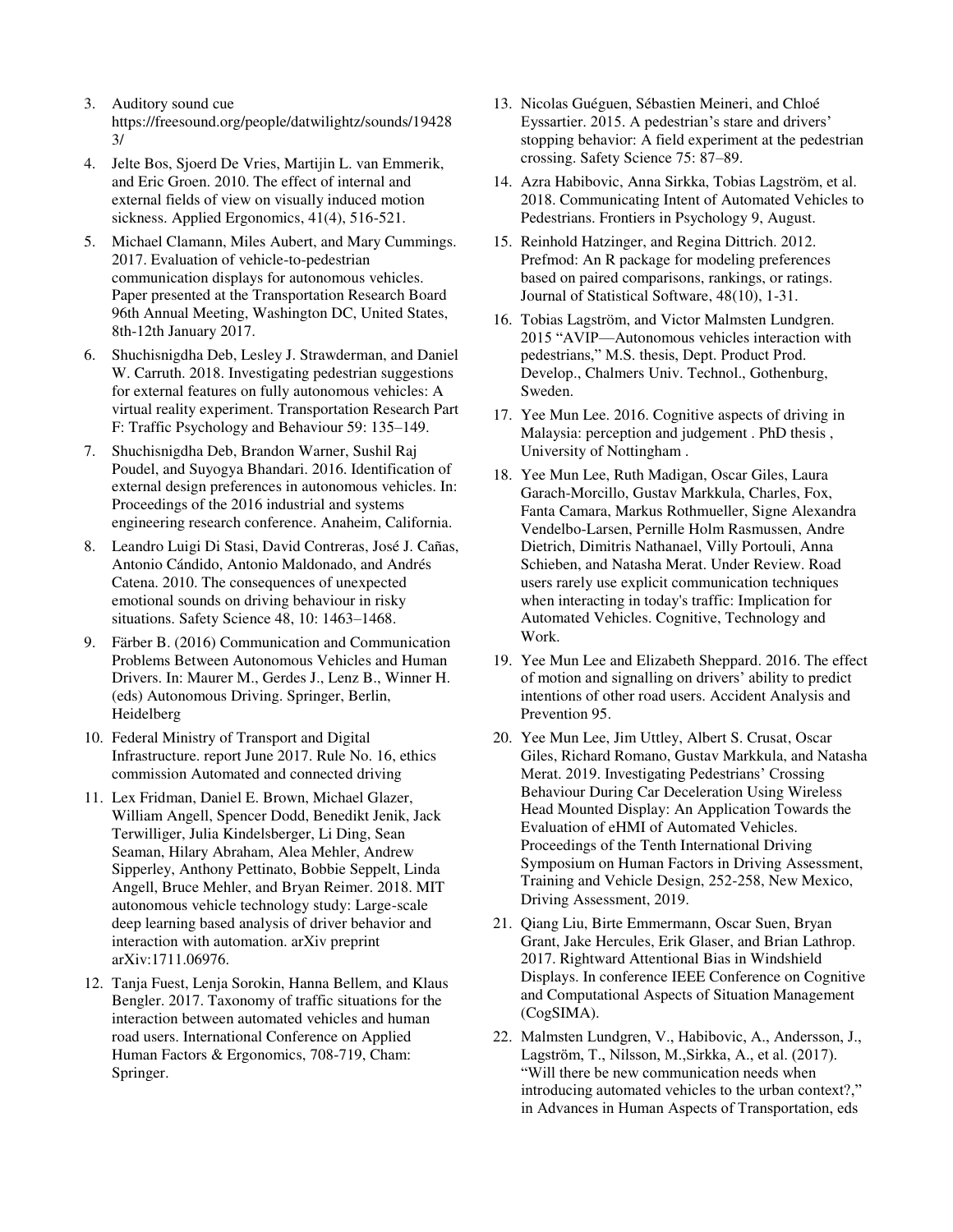3. Auditory sound cue https://freesound.org/people/datwilightz/sounds/194283/
4. Jelte Bos, Sjoerd De Vries, Martijin L. van Emmerik, and Eric Groen. 2010. The effect of internal and external fields of view on visually induced motion sickness. Applied Ergonomics, 41(4), 516-521.
5. Michael Clamann, Miles Aubert, and Mary Cummings. 2017. Evaluation of vehicle-to-pedestrian communication displays for autonomous vehicles. Paper presented at the Transportation Research Board 96th Annual Meeting, Washington DC, United States, 8th-12th January 2017.
6. Shuchisnigdha Deb, Lesley J. Strawderman, and Daniel W. Carruth. 2018. Investigating pedestrian suggestions for external features on fully autonomous vehicles: A virtual reality experiment. Transportation Research Part F: Traffic Psychology and Behaviour 59: 135–149.
7. Shuchisnigdha Deb, Brandon Warner, Sushil Raj Poudel, and Suyogya Bhandari. 2016. Identification of external design preferences in autonomous vehicles. In: Proceedings of the 2016 industrial and systems engineering research conference. Anaheim, California.
8. Leandro Luigi Di Stasi, David Contreras, José J. Cañas, Antonio Cándido, Antonio Maldonado, and Andrés Catena. 2010. The consequences of unexpected emotional sounds on driving behaviour in risky situations. Safety Science 48, 10: 1463–1468.
9. Färber B. (2016) Communication and Communication Problems Between Autonomous Vehicles and Human Drivers. In: Maurer M., Gerdes J., Lenz B., Winner H. (eds) Autonomous Driving. Springer, Berlin, Heidelberg
10. Federal Ministry of Transport and Digital Infrastructure. report June 2017. Rule No. 16, ethics commission Automated and connected driving
11. Lex Fridman, Daniel E. Brown, Michael Glazer, William Angell, Spencer Dodd, Benedikt Jenik, Jack Terwilliger, Julia Kindelsberger, Li Ding, Sean Seaman, Hilary Abraham, Alea Mehler, Andrew Sipperley, Anthony Pettinato, Bobbie Seppelt, Linda Angell, Bruce Mehler, and Bryan Reimer. 2018. MIT autonomous vehicle technology study: Large-scale deep learning based analysis of driver behavior and interaction with automation. arXiv preprint arXiv:1711.06976.
12. Tanja Fuest, Lenja Sorokin, Hanna Bellem, and Klaus Bengler. 2017. Taxonomy of traffic situations for the interaction between automated vehicles and human road users. International Conference on Applied Human Factors & Ergonomics, 708-719, Cham: Springer.
13. Nicolas Guéguen, Sébastien Meineri, and Chloé Eyssartier. 2015. A pedestrian's stare and drivers' stopping behavior: A field experiment at the pedestrian crossing. Safety Science 75: 87–89.
14. Azra Habibovic, Anna Sirkka, Tobias Lagström, et al. 2018. Communicating Intent of Automated Vehicles to Pedestrians. Frontiers in Psychology 9, August.
15. Reinhold Hatzinger, and Regina Dittrich. 2012. Prefmod: An R package for modeling preferences based on paired comparisons, rankings, or ratings. Journal of Statistical Software, 48(10), 1-31.
16. Tobias Lagström, and Victor Malmsten Lundgren. 2015 "AVIP—Autonomous vehicles interaction with pedestrians," M.S. thesis, Dept. Product Prod. Develop., Chalmers Univ. Technol., Gothenburg, Sweden.
17. Yee Mun Lee. 2016. Cognitive aspects of driving in Malaysia: perception and judgement . PhD thesis , University of Nottingham .
18. Yee Mun Lee, Ruth Madigan, Oscar Giles, Laura Garach-Morcillo, Gustav Markkula, Charles, Fox, Fanta Camara, Markus Rothmueller, Signe Alexandra Vendelbo-Larsen, Pernille Holm Rasmussen, Andre Dietrich, Dimitris Nathanael, Villy Portouli, Anna Schieben, and Natasha Merat. Under Review. Road users rarely use explicit communication techniques when interacting in today's traffic: Implication for Automated Vehicles. Cognitive, Technology and Work.
19. Yee Mun Lee and Elizabeth Sheppard. 2016. The effect of motion and signalling on drivers' ability to predict intentions of other road users. Accident Analysis and Prevention 95.
20. Yee Mun Lee, Jim Uttley, Albert S. Crusat, Oscar Giles, Richard Romano, Gustav Markkula, and Natasha Merat. 2019. Investigating Pedestrians' Crossing Behaviour During Car Deceleration Using Wireless Head Mounted Display: An Application Towards the Evaluation of eHMI of Automated Vehicles. Proceedings of the Tenth International Driving Symposium on Human Factors in Driving Assessment, Training and Vehicle Design, 252-258, New Mexico, Driving Assessment, 2019.
21. Qiang Liu, Birte Emmermann, Oscar Suen, Bryan Grant, Jake Hercules, Erik Glaser, and Brian Lathrop. 2017. Rightward Attentional Bias in Windshield Displays. In conference IEEE Conference on Cognitive and Computational Aspects of Situation Management (CogSIMA).
22. Malmsten Lundgren, V., Habibovic, A., Andersson, J., Lagström, T., Nilsson, M.,Sirkka, A., et al. (2017). "Will there be new communication needs when introducing automated vehicles to the urban context?," in Advances in Human Aspects of Transportation, eds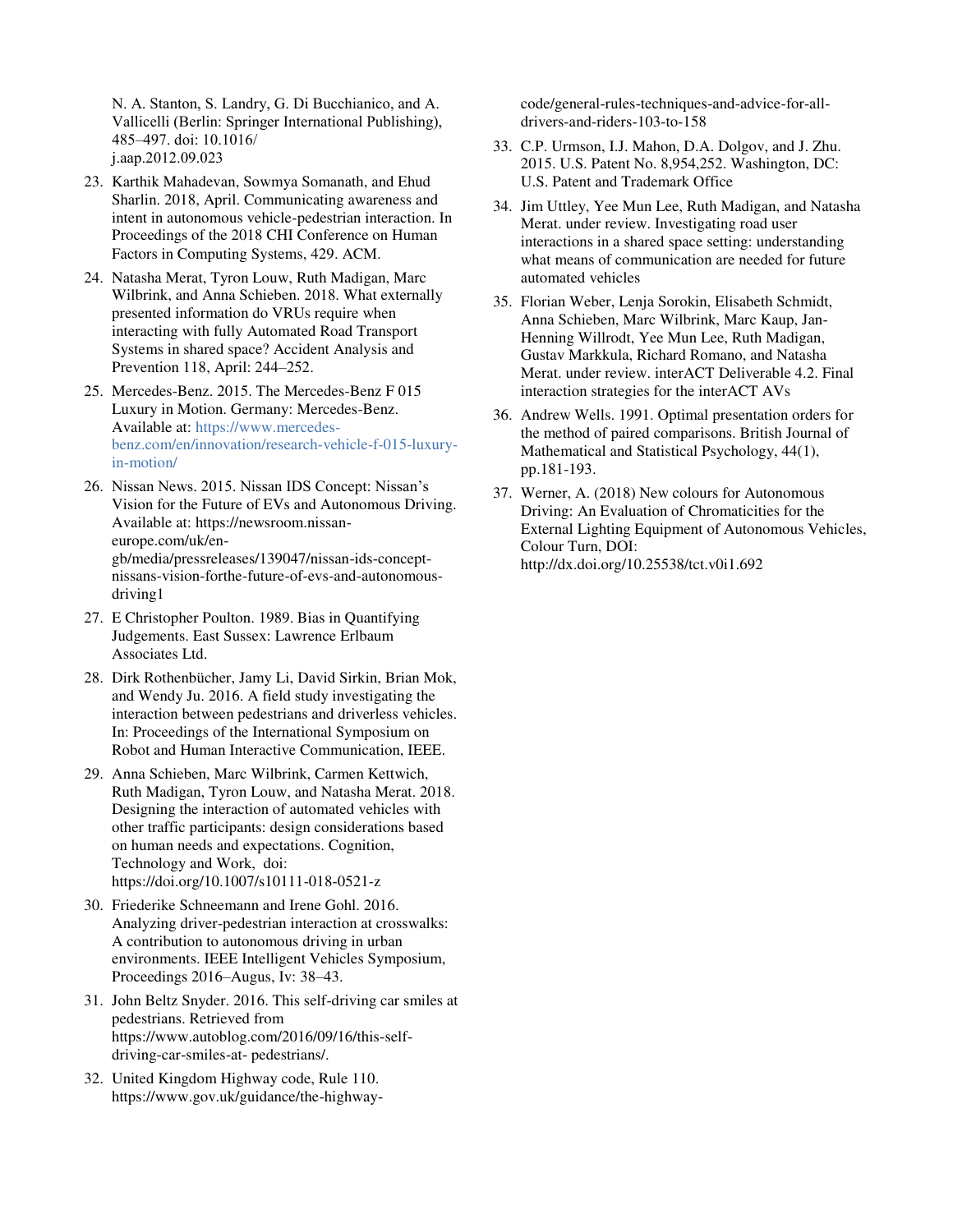N. A. Stanton, S. Landry, G. Di Bucchianico, and A. Vallicelli (Berlin: Springer International Publishing), 485–497. doi: 10.1016/ j.aap.2012.09.023

23. Karthik Mahadevan, Sowmya Somanath, and Ehud Sharlin. 2018, April. Communicating awareness and intent in autonomous vehicle-pedestrian interaction. In Proceedings of the 2018 CHI Conference on Human Factors in Computing Systems, 429. ACM.

24. Natasha Merat, Tyron Louw, Ruth Madigan, Marc Wilbrink, and Anna Schieben. 2018. What externally presented information do VRUs require when interacting with fully Automated Road Transport Systems in shared space? Accident Analysis and Prevention 118, April: 244–252.

25. Mercedes-Benz. 2015. The Mercedes-Benz F 015 Luxury in Motion. Germany: Mercedes-Benz. Available at: https://www.mercedes-benz.com/en/innovation/research-vehicle-f-015-luxury-in-motion/

26. Nissan News. 2015. Nissan IDS Concept: Nissan's Vision for the Future of EVs and Autonomous Driving. Available at: https://newsroom.nissan-europe.com/uk/en-gb/media/pressreleases/139047/nissan-ids-concept-nissans-vision-forthe-future-of-evs-and-autonomous-driving1

27. E Christopher Poulton. 1989. Bias in Quantifying Judgements. East Sussex: Lawrence Erlbaum Associates Ltd.

28. Dirk Rothenbücher, Jamy Li, David Sirkin, Brian Mok, and Wendy Ju. 2016. A field study investigating the interaction between pedestrians and driverless vehicles. In: Proceedings of the International Symposium on Robot and Human Interactive Communication, IEEE.

29. Anna Schieben, Marc Wilbrink, Carmen Kettwich, Ruth Madigan, Tyron Louw, and Natasha Merat. 2018. Designing the interaction of automated vehicles with other traffic participants: design considerations based on human needs and expectations. Cognition, Technology and Work, doi: https://doi.org/10.1007/s10111-018-0521-z

30. Friederike Schneemann and Irene Gohl. 2016. Analyzing driver-pedestrian interaction at crosswalks: A contribution to autonomous driving in urban environments. IEEE Intelligent Vehicles Symposium, Proceedings 2016–Augus, Iv: 38–43.

31. John Beltz Snyder. 2016. This self-driving car smiles at pedestrians. Retrieved from https://www.autoblog.com/2016/09/16/this-self-driving-car-smiles-at- pedestrians/.

32. United Kingdom Highway code, Rule 110. https://www.gov.uk/guidance/the-highway-code/general-rules-techniques-and-advice-for-all-drivers-and-riders-103-to-158

33. C.P. Urmson, I.J. Mahon, D.A. Dolgov, and J. Zhu. 2015. U.S. Patent No. 8,954,252. Washington, DC: U.S. Patent and Trademark Office

34. Jim Uttley, Yee Mun Lee, Ruth Madigan, and Natasha Merat. under review. Investigating road user interactions in a shared space setting: understanding what means of communication are needed for future automated vehicles

35. Florian Weber, Lenja Sorokin, Elisabeth Schmidt, Anna Schieben, Marc Wilbrink, Marc Kaup, Jan-Henning Willrodt, Yee Mun Lee, Ruth Madigan, Gustav Markkula, Richard Romano, and Natasha Merat. under review. interACT Deliverable 4.2. Final interaction strategies for the interACT AVs

36. Andrew Wells. 1991. Optimal presentation orders for the method of paired comparisons. British Journal of Mathematical and Statistical Psychology, 44(1), pp.181-193.

37. Werner, A. (2018) New colours for Autonomous Driving: An Evaluation of Chromaticities for the External Lighting Equipment of Autonomous Vehicles, Colour Turn, DOI: http://dx.doi.org/10.25538/tct.v0i1.692